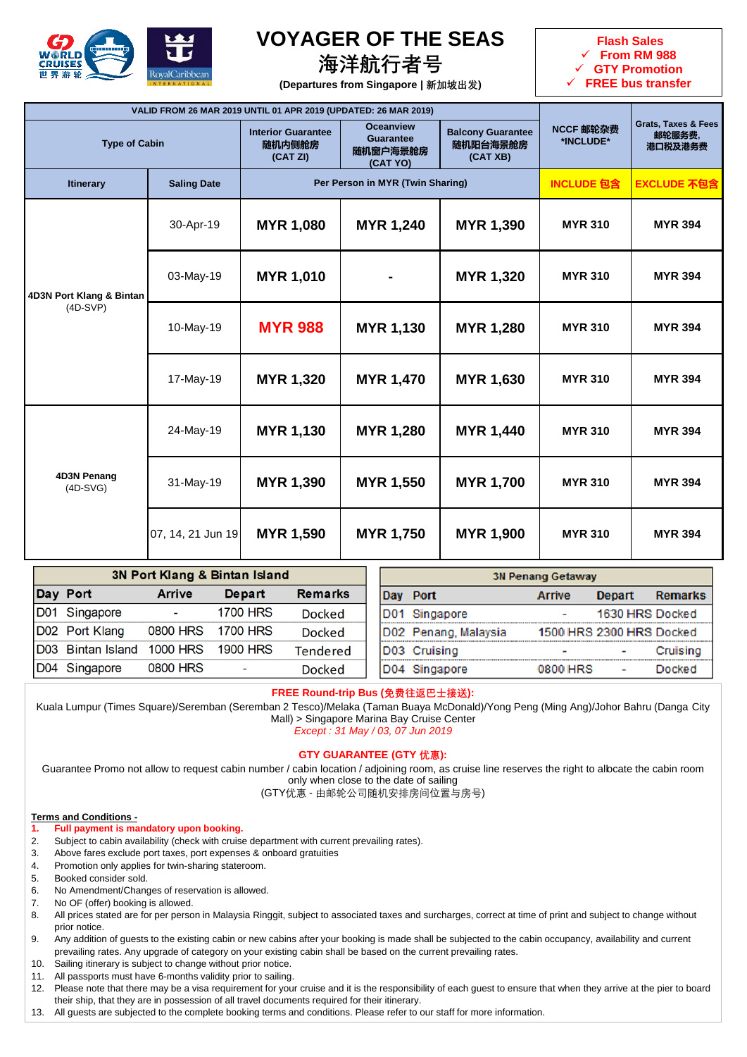# VOYAGER OF THE SEAS
# 海洋航行者号

**(Departures from Singapore | 新加坡出发)**

**Flash Sales**
- ✓ From RM 988
- ✓ GTY Promotion
- ✓ FREE bus transfer

| VALID FROM 26 MAR 2019 UNTIL 01 APR 2019 (UPDATED: 26 MAR 2019) | | | | | NCCF 邮轮杂费 *INCLUDE* | Grats, Taxes & Fees 邮轮服务费, 港口税及港务费 |
|---|---|---|---|---|---|---|
| Type of Cabin | | Interior Guarantee 随机内侧舱房 (CAT ZI) | Oceanview Guarantee 随机窗户海景舱房 (CAT YO) | Balcony Guarantee 随机阳台海景舱房 (CAT XB) | | |
| **Itinerary** | **Saling Date** | **Per Person in MYR (Twin Sharing)** | | | **INCLUDE 包含** | **EXCLUDE 不包含** |
| **4D3N Port Klang & Bintan** (4D-SVP) | 30-Apr-19 | **MYR 1,080** | **MYR 1,240** | **MYR 1,390** | **MYR 310** | **MYR 394** |
| | 03-May-19 | **MYR 1,010** | **-** | **MYR 1,320** | **MYR 310** | **MYR 394** |
| | 10-May-19 | **MYR 988** | **MYR 1,130** | **MYR 1,280** | **MYR 310** | **MYR 394** |
| | 17-May-19 | **MYR 1,320** | **MYR 1,470** | **MYR 1,630** | **MYR 310** | **MYR 394** |
| **4D3N Penang** (4D-SVG) | 24-May-19 | **MYR 1,130** | **MYR 1,280** | **MYR 1,440** | **MYR 310** | **MYR 394** |
| | 31-May-19 | **MYR 1,390** | **MYR 1,550** | **MYR 1,700** | **MYR 310** | **MYR 394** |
| | 07, 14, 21 Jun 19 | **MYR 1,590** | **MYR 1,750** | **MYR 1,900** | **MYR 310** | **MYR 394** |

**3N Port Klang & Bintan Island**

| Day | Port | Arrive | Depart | Remarks |
|---|---|---|---|---|
| D01 | Singapore | - | 1700 HRS | Docked |
| D02 | Port Klang | 0800 HRS | 1700 HRS | Docked |
| D03 | Bintan Island | 1000 HRS | 1900 HRS | Tendered |
| D04 | Singapore | 0800 HRS | - | Docked |

**3N Penang Getaway**

| Day | Port | Arrive | Depart | Remarks |
|---|---|---|---|---|
| D01 | Singapore | - | 1630 HRS | Docked |
| D02 | Penang, Malaysia | 1500 HRS | 2300 HRS | Docked |
| D03 | Cruising | - | - | Cruising |
| D04 | Singapore | 0800 HRS | - | Docked |

**FREE Round-trip Bus (免费往返巴士接送):**

Kuala Lumpur (Times Square)/Seremban (Seremban 2 Tesco)/Melaka (Taman Buaya McDonald)/Yong Peng (Ming Ang)/Johor Bahru (Danga City Mall) > Singapore Marina Bay Cruise Center

*Except : 31 May / 03, 07 Jun 2019*

**GTY GUARANTEE (GTY 优惠):**

Guarantee Promo not allow to request cabin number / cabin location / adjoining room, as cruise line reserves the right to allocate the cabin room only when close to the date of sailing

(GTY优惠 - 由邮轮公司随机安排房间位置与房号)

**Terms and Conditions -**

1. **Full payment is mandatory upon booking.**
2. Subject to cabin availability (check with cruise department with current prevailing rates).
3. Above fares exclude port taxes, port expenses & onboard gratuities
4. Promotion only applies for twin-sharing stateroom.
5. Booked consider sold.
6. No Amendment/Changes of reservation is allowed.
7. No OF (offer) booking is allowed.
8. All prices stated are for per person in Malaysia Ringgit, subject to associated taxes and surcharges, correct at time of print and subject to change without prior notice.
9. Any addition of guests to the existing cabin or new cabins after your booking is made shall be subjected to the cabin occupancy, availability and current prevailing rates. Any upgrade of category on your existing cabin shall be based on the current prevailing rates.
10. Sailing itinerary is subject to change without prior notice.
11. All passports must have 6-months validity prior to sailing.
12. Please note that there may be a visa requirement for your cruise and it is the responsibility of each guest to ensure that when they arrive at the pier to board their ship, that they are in possession of all travel documents required for their itinerary.
13. All guests are subjected to the complete booking terms and conditions. Please refer to our staff for more information.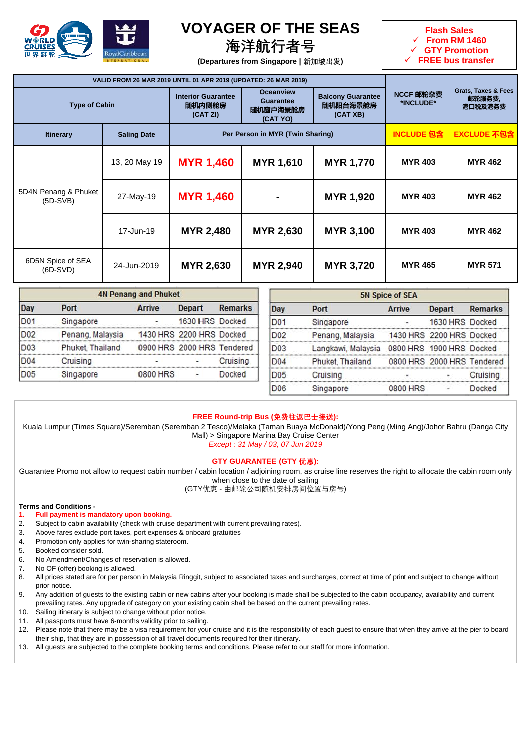# VOYAGER OF THE SEAS
## 海洋航行者号

**(Departures from Singapore | 新加坡出发)**

**Flash Sales**
- ✓ From RM 1460
- ✓ GTY Promotion
- ✓ FREE bus transfer

| VALID FROM 26 MAR 2019 UNTIL 01 APR 2019 (UPDATED: 26 MAR 2019) | | | | | NCCF 邮轮杂费 *INCLUDE* | Grats, Taxes & Fees 邮轮服务费, 港口税及港务费 |
|---|---|---|---|---|---|---|
| Type of Cabin | | Interior Guarantee 随机内侧舱房 (CAT ZI) | Oceanview Guarantee 随机窗户海景舱房 (CAT YO) | Balcony Guarantee 随机阳台海景舱房 (CAT XB) | | |
| Itinerary | Saling Date | Per Person in MYR (Twin Sharing) | | | INCLUDE 包含 | EXCLUDE 不包含 |
| 5D4N Penang & Phuket (5D-SVB) | 13, 20 May 19 | MYR 1,460 | MYR 1,610 | MYR 1,770 | MYR 403 | MYR 462 |
| | 27-May-19 | MYR 1,460 | - | MYR 1,920 | MYR 403 | MYR 462 |
| | 17-Jun-19 | MYR 2,480 | MYR 2,630 | MYR 3,100 | MYR 403 | MYR 462 |
| 6D5N Spice of SEA (6D-SVD) | 24-Jun-2019 | MYR 2,630 | MYR 2,940 | MYR 3,720 | MYR 465 | MYR 571 |

| 4N Penang and Phuket | | | | |
|---|---|---|---|---|
| Day | Port | Arrive | Depart | Remarks |
| D01 | Singapore | - | 1630 HRS | Docked |
| D02 | Penang, Malaysia | 1430 HRS | 2200 HRS | Docked |
| D03 | Phuket, Thailand | 0900 HRS | 2000 HRS | Tendered |
| D04 | Cruising | - | - | Cruising |
| D05 | Singapore | 0800 HRS | - | Docked |

| 5N Spice of SEA | | | | |
|---|---|---|---|---|
| Day | Port | Arrive | Depart | Remarks |
| D01 | Singapore | - | 1630 HRS | Docked |
| D02 | Penang, Malaysia | 1430 HRS | 2200 HRS | Docked |
| D03 | Langkawi, Malaysia | 0800 HRS | 1900 HRS | Docked |
| D04 | Phuket, Thailand | 0800 HRS | 2000 HRS | Tendered |
| D05 | Cruising | - | - | Cruising |
| D06 | Singapore | 0800 HRS | - | Docked |

**FREE Round-trip Bus (免费往返巴士接送):**

Kuala Lumpur (Times Square)/Seremban (Seremban 2 Tesco)/Melaka (Taman Buaya McDonald)/Yong Peng (Ming Ang)/Johor Bahru (Danga City Mall) > Singapore Marina Bay Cruise Center

*Except : 31 May / 03, 07 Jun 2019*

**GTY GUARANTEE (GTY 优惠):**

Guarantee Promo not allow to request cabin number / cabin location / adjoining room, as cruise line reserves the right to allocate the cabin room only when close to the date of sailing

(GTY优惠 - 由邮轮公司随机安排房间位置与房号)

**Terms and Conditions -**

1. **Full payment is mandatory upon booking.**
2. Subject to cabin availability (check with cruise department with current prevailing rates).
3. Above fares exclude port taxes, port expenses & onboard gratuities
4. Promotion only applies for twin-sharing stateroom.
5. Booked consider sold.
6. No Amendment/Changes of reservation is allowed.
7. No OF (offer) booking is allowed.
8. All prices stated are for per person in Malaysia Ringgit, subject to associated taxes and surcharges, correct at time of print and subject to change without prior notice.
9. Any addition of guests to the existing cabin or new cabins after your booking is made shall be subjected to the cabin occupancy, availability and current prevailing rates. Any upgrade of category on your existing cabin shall be based on the current prevailing rates.
10. Sailing itinerary is subject to change without prior notice.
11. All passports must have 6-months validity prior to sailing.
12. Please note that there may be a visa requirement for your cruise and it is the responsibility of each guest to ensure that when they arrive at the pier to board their ship, that they are in possession of all travel documents required for their itinerary.
13. All guests are subjected to the complete booking terms and conditions. Please refer to our staff for more information.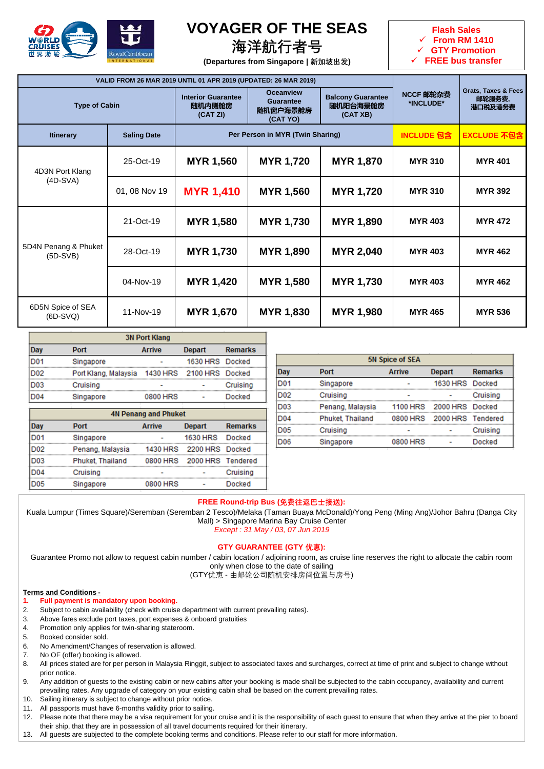# VOYAGER OF THE SEAS

# 海洋航行者号

**(Departures from Singapore | 新加坡出发)**

**Flash Sales**
- ✓ From RM 1410
- ✓ GTY Promotion
- ✓ FREE bus transfer

| VALID FROM 26 MAR 2019 UNTIL 01 APR 2019 (UPDATED: 26 MAR 2019) | | | | | NCCF 邮轮杂费 *INCLUDE* | Grats, Taxes & Fees 邮轮服务费, 港口税及港务费 |
|---|---|---|---|---|---|---|
| Type of Cabin | | Interior Guarantee 随机内侧舱房 (CAT ZI) | Oceanview Guarantee 随机窗户海景舱房 (CAT YO) | Balcony Guarantee 随机阳台海景舱房 (CAT XB) | | |
| Itinerary | Saling Date | Per Person in MYR (Twin Sharing) | | | INCLUDE 包含 | EXCLUDE 不包含 |
| 4D3N Port Klang (4D-SVA) | 25-Oct-19 | **MYR 1,560** | **MYR 1,720** | **MYR 1,870** | **MYR 310** | **MYR 401** |
| | 01, 08 Nov 19 | **MYR 1,410** | **MYR 1,560** | **MYR 1,720** | **MYR 310** | **MYR 392** |
| 5D4N Penang & Phuket (5D-SVB) | 21-Oct-19 | **MYR 1,580** | **MYR 1,730** | **MYR 1,890** | **MYR 403** | **MYR 472** |
| | 28-Oct-19 | **MYR 1,730** | **MYR 1,890** | **MYR 2,040** | **MYR 403** | **MYR 462** |
| | 04-Nov-19 | **MYR 1,420** | **MYR 1,580** | **MYR 1,730** | **MYR 403** | **MYR 462** |
| 6D5N Spice of SEA (6D-SVQ) | 11-Nov-19 | **MYR 1,670** | **MYR 1,830** | **MYR 1,980** | **MYR 465** | **MYR 536** |

**3N Port Klang**

| Day | Port | Arrive | Depart | Remarks |
|---|---|---|---|---|
| D01 | Singapore | - | 1630 HRS | Docked |
| D02 | Port Klang, Malaysia | 1430 HRS | 2100 HRS | Docked |
| D03 | Cruising | - | - | Cruising |
| D04 | Singapore | 0800 HRS | - | Docked |

**4N Penang and Phuket**

| Day | Port | Arrive | Depart | Remarks |
|---|---|---|---|---|
| D01 | Singapore | - | 1630 HRS | Docked |
| D02 | Penang, Malaysia | 1430 HRS | 2200 HRS | Docked |
| D03 | Phuket, Thailand | 0800 HRS | 2000 HRS | Tendered |
| D04 | Cruising | - | - | Cruising |
| D05 | Singapore | 0800 HRS | - | Docked |

**5N Spice of SEA**

| Day | Port | Arrive | Depart | Remarks |
|---|---|---|---|---|
| D01 | Singapore | - | 1630 HRS | Docked |
| D02 | Cruising | - | - | Cruising |
| D03 | Penang, Malaysia | 1100 HRS | 2000 HRS | Docked |
| D04 | Phuket, Thailand | 0800 HRS | 2000 HRS | Tendered |
| D05 | Cruising | - | - | Cruising |
| D06 | Singapore | 0800 HRS | - | Docked |

**FREE Round-trip Bus (免费往返巴士接送):**

Kuala Lumpur (Times Square)/Seremban (Seremban 2 Tesco)/Melaka (Taman Buaya McDonald)/Yong Peng (Ming Ang)/Johor Bahru (Danga City Mall) > Singapore Marina Bay Cruise Center

*Except : 31 May / 03, 07 Jun 2019*

**GTY GUARANTEE (GTY 优惠):**

Guarantee Promo not allow to request cabin number / cabin location / adjoining room, as cruise line reserves the right to allocate the cabin room only when close to the date of sailing

(GTY优惠 - 由邮轮公司随机安排房间位置与房号)

**Terms and Conditions -**

1. **Full payment is mandatory upon booking.**
2. Subject to cabin availability (check with cruise department with current prevailing rates).
3. Above fares exclude port taxes, port expenses & onboard gratuities
4. Promotion only applies for twin-sharing stateroom.
5. Booked consider sold.
6. No Amendment/Changes of reservation is allowed.
7. No OF (offer) booking is allowed.
8. All prices stated are for per person in Malaysia Ringgit, subject to associated taxes and surcharges, correct at time of print and subject to change without prior notice.
9. Any addition of guests to the existing cabin or new cabins after your booking is made shall be subjected to the cabin occupancy, availability and current prevailing rates. Any upgrade of category on your existing cabin shall be based on the current prevailing rates.
10. Sailing itinerary is subject to change without prior notice.
11. All passports must have 6-months validity prior to sailing.
12. Please note that there may be a visa requirement for your cruise and it is the responsibility of each guest to ensure that when they arrive at the pier to board their ship, that they are in possession of all travel documents required for their itinerary.
13. All guests are subjected to the complete booking terms and conditions. Please refer to our staff for more information.